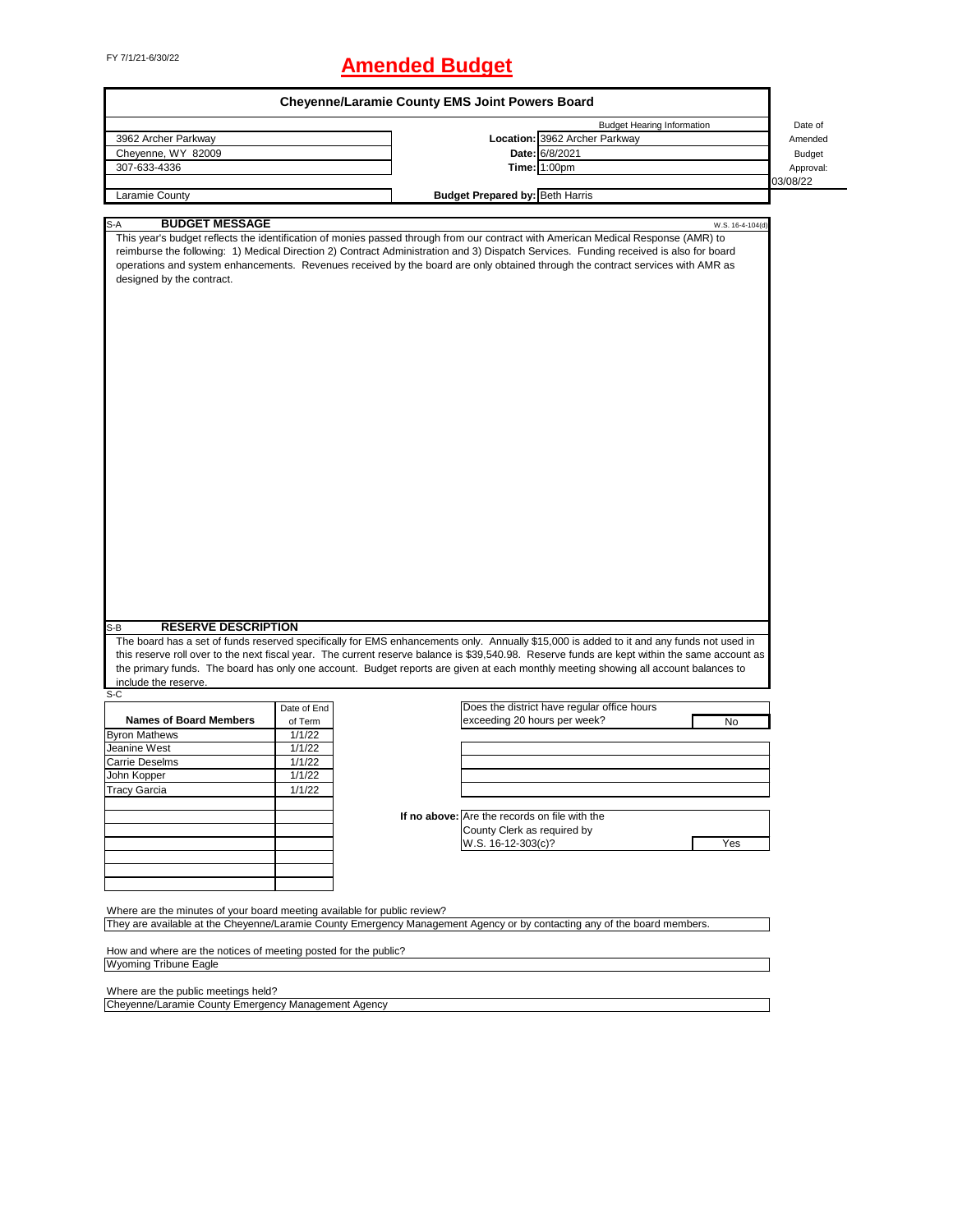FY 7/1/21-6/30/22

# Amended Budget

## Cheyenne/Laramie County EMS Joint Powers Board

| | | Budget Hearing Information | Date of Amended Budget Approval: |
|---|---|---|---|
| 3962 Archer Parkway | **Location:** | 3962 Archer Parkway | |
| Cheyenne, WY 82009 | **Date:** | 6/8/2021 | |
| 307-633-4336 | **Time:** | 1:00pm | |
| | | | 03/08/22 |
| Laramie County | **Budget Prepared by:** | Beth Harris | |

### S-A BUDGET MESSAGE

W.S. 16-4-104(d)

This year's budget reflects the identification of monies passed through from our contract with American Medical Response (AMR) to reimburse the following: 1) Medical Direction 2) Contract Administration and 3) Dispatch Services. Funding received is also for board operations and system enhancements. Revenues received by the board are only obtained through the contract services with AMR as designed by the contract.

### S-B RESERVE DESCRIPTION

The board has a set of funds reserved specifically for EMS enhancements only. Annually $15,000 is added to it and any funds not used in this reserve roll over to the next fiscal year. The current reserve balance is $39,540.98. Reserve funds are kept within the same account as the primary funds. The board has only one account. Budget reports are given at each monthly meeting showing all account balances to include the reserve.

S-C

| Names of Board Members | Date of End of Term |
|---|---|
| Byron Mathews | 1/1/22 |
| Jeanine West | 1/1/22 |
| Carrie Deselms | 1/1/22 |
| John Kopper | 1/1/22 |
| Tracy Garcia | 1/1/22 |

Does the district have regular office hours exceeding 20 hours per week? **No**

If no above: Are the records on file with the County Clerk as required by W.S. 16-12-303(c)? **Yes**

Where are the minutes of your board meeting available for public review?

They are available at the Cheyenne/Laramie County Emergency Management Agency or by contacting any of the board members.

How and where are the notices of meeting posted for the public?

Wyoming Tribune Eagle

Where are the public meetings held?

Cheyenne/Laramie County Emergency Management Agency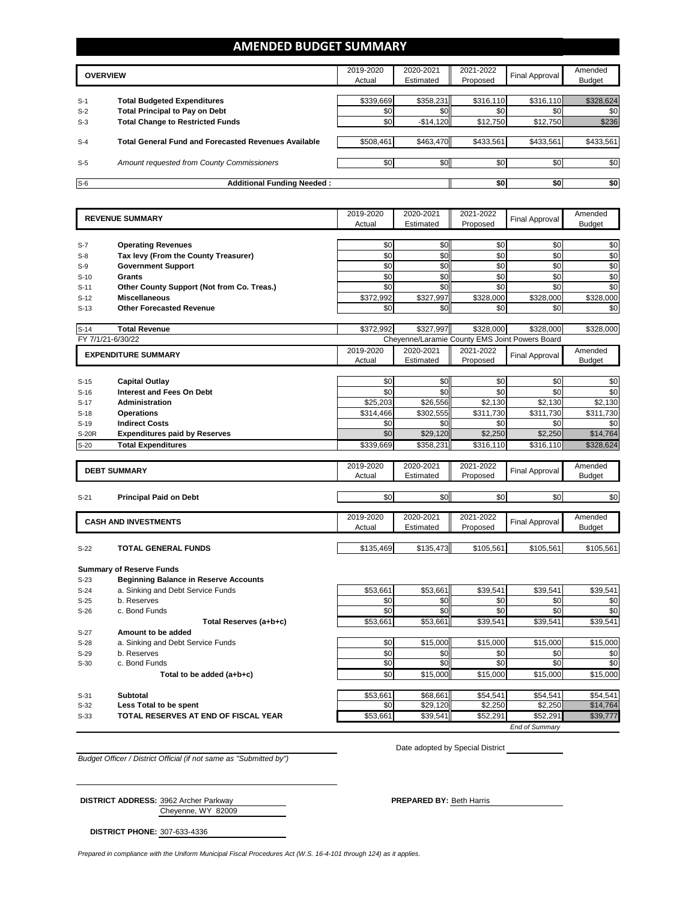# AMENDED BUDGET SUMMARY

| | OVERVIEW | 2019-2020 Actual | 2020-2021 Estimated | 2021-2022 Proposed | Final Approval | Amended Budget |
|---|---|---|---|---|---|---|
| S-1 | **Total Budgeted Expenditures** | $339,669 | $358,231 | $316,110 | $316,110 | $328,624 |
| S-2 | **Total Principal to Pay on Debt** | $0 | $0 | $0 | $0 | $0 |
| S-3 | **Total Change to Restricted Funds** | $0 | -$14,120 | $12,750 | $12,750 | $236 |
| S-4 | **Total General Fund and Forecasted Revenues Available** | $508,461 | $463,470 | $433,561 | $433,561 | $433,561 |
| S-5 | *Amount requested from County Commissioners* | $0 | $0 | $0 | $0 | $0 |
| S-6 | **Additional Funding Needed :** | | | $0 | $0 | $0 |

| | REVENUE SUMMARY | 2019-2020 Actual | 2020-2021 Estimated | 2021-2022 Proposed | Final Approval | Amended Budget |
|---|---|---|---|---|---|---|
| S-7 | **Operating Revenues** | $0 | $0 | $0 | $0 | $0 |
| S-8 | **Tax levy (From the County Treasurer)** | $0 | $0 | $0 | $0 | $0 |
| S-9 | **Government Support** | $0 | $0 | $0 | $0 | $0 |
| S-10 | **Grants** | $0 | $0 | $0 | $0 | $0 |
| S-11 | **Other County Support (Not from Co. Treas.)** | $0 | $0 | $0 | $0 | $0 |
| S-12 | **Miscellaneous** | $372,992 | $327,997 | $328,000 | $328,000 | $328,000 |
| S-13 | **Other Forecasted Revenue** | $0 | $0 | $0 | $0 | $0 |
| S-14 | **Total Revenue** | $372,992 | $327,997 | $328,000 | $328,000 | $328,000 |

FY 7/1/21-6/30/22 — Cheyenne/Laramie County EMS Joint Powers Board

| | EXPENDITURE SUMMARY | 2019-2020 Actual | 2020-2021 Estimated | 2021-2022 Proposed | Final Approval | Amended Budget |
|---|---|---|---|---|---|---|
| S-15 | **Capital Outlay** | $0 | $0 | $0 | $0 | $0 |
| S-16 | **Interest and Fees On Debt** | $0 | $0 | $0 | $0 | $0 |
| S-17 | **Administration** | $25,203 | $26,556 | $2,130 | $2,130 | $2,130 |
| S-18 | **Operations** | $314,466 | $302,555 | $311,730 | $311,730 | $311,730 |
| S-19 | **Indirect Costs** | $0 | $0 | $0 | $0 | $0 |
| S-20R | **Expenditures paid by Reserves** | $0 | $29,120 | $2,250 | $2,250 | $14,764 |
| S-20 | **Total Expenditures** | $339,669 | $358,231 | $316,110 | $316,110 | $328,624 |

| | DEBT SUMMARY | 2019-2020 Actual | 2020-2021 Estimated | 2021-2022 Proposed | Final Approval | Amended Budget |
|---|---|---|---|---|---|---|
| S-21 | **Principal Paid on Debt** | $0 | $0 | $0 | $0 | $0 |

| | CASH AND INVESTMENTS | 2019-2020 Actual | 2020-2021 Estimated | 2021-2022 Proposed | Final Approval | Amended Budget |
|---|---|---|---|---|---|---|
| S-22 | **TOTAL GENERAL FUNDS** | $135,469 | $135,473 | $105,561 | $105,561 | $105,561 |
| | **Summary of Reserve Funds** | | | | | |
| S-23 | **Beginning Balance in Reserve Accounts** | | | | | |
| S-24 | a. Sinking and Debt Service Funds | $53,661 | $53,661 | $39,541 | $39,541 | $39,541 |
| S-25 | b. Reserves | $0 | $0 | $0 | $0 | $0 |
| S-26 | c. Bond Funds | $0 | $0 | $0 | $0 | $0 |
| | **Total Reserves (a+b+c)** | $53,661 | $53,661 | $39,541 | $39,541 | $39,541 |
| S-27 | **Amount to be added** | | | | | |
| S-28 | a. Sinking and Debt Service Funds | $0 | $15,000 | $15,000 | $15,000 | $15,000 |
| S-29 | b. Reserves | $0 | $0 | $0 | $0 | $0 |
| S-30 | c. Bond Funds | $0 | $0 | $0 | $0 | $0 |
| | **Total to be added (a+b+c)** | $0 | $15,000 | $15,000 | $15,000 | $15,000 |
| S-31 | **Subtotal** | $53,661 | $68,661 | $54,541 | $54,541 | $54,541 |
| S-32 | **Less Total to be spent** | $0 | $29,120 | $2,250 | $2,250 | $14,764 |
| S-33 | **TOTAL RESERVES AT END OF FISCAL YEAR** | $53,661 | $39,541 | $52,291 | $52,291 | $39,777 |

*End of Summary*

Date adopted by Special District

*Budget Officer / District Official (if not same as "Submitted by")*

**DISTRICT ADDRESS:** 3962 Archer Parkway
Cheyenne, WY 82009

**PREPARED BY:** Beth Harris

**DISTRICT PHONE:** 307-633-4336

*Prepared in compliance with the Uniform Municipal Fiscal Procedures Act (W.S. 16-4-101 through 124) as it applies.*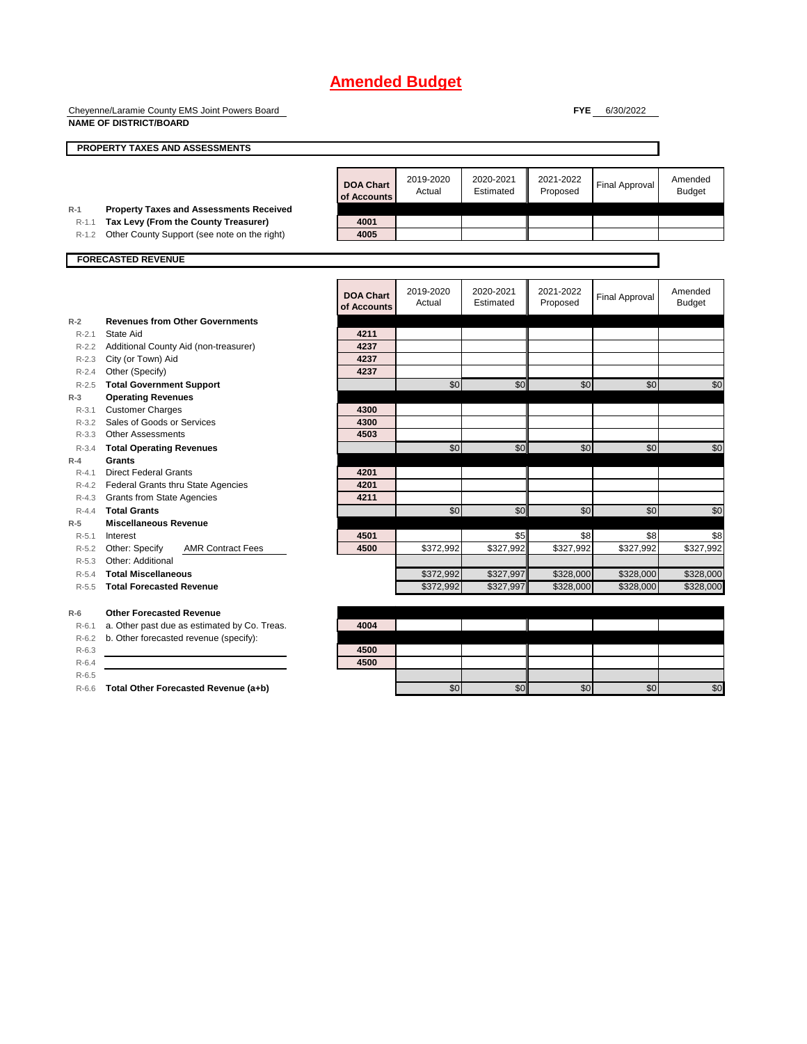# Amended Budget

Cheyenne/Laramie County EMS Joint Powers Board
**NAME OF DISTRICT/BOARD**

**FYE** 6/30/2022

**PROPERTY TAXES AND ASSESSMENTS**

| | | DOA Chart of Accounts | 2019-2020 Actual | 2020-2021 Estimated | 2021-2022 Proposed | Final Approval | Amended Budget |
|---|---|---|---|---|---|---|---|
| R-1 | **Property Taxes and Assessments Received** | | | | | | |
| R-1.1 | **Tax Levy (From the County Treasurer)** | 4001 | | | | | |
| R-1.2 | Other County Support (see note on the right) | 4005 | | | | | |

**FORECASTED REVENUE**

| | | DOA Chart of Accounts | 2019-2020 Actual | 2020-2021 Estimated | 2021-2022 Proposed | Final Approval | Amended Budget |
|---|---|---|---|---|---|---|---|
| R-2 | **Revenues from Other Governments** | | | | | | |
| R-2.1 | State Aid | 4211 | | | | | |
| R-2.2 | Additional County Aid (non-treasurer) | 4237 | | | | | |
| R-2.3 | City (or Town) Aid | 4237 | | | | | |
| R-2.4 | Other (Specify) | 4237 | | | | | |
| R-2.5 | **Total Government Support** | | $0 | $0 | $0 | $0 | $0 |
| R-3 | **Operating Revenues** | | | | | | |
| R-3.1 | Customer Charges | 4300 | | | | | |
| R-3.2 | Sales of Goods or Services | 4300 | | | | | |
| R-3.3 | Other Assessments | 4503 | | | | | |
| R-3.4 | **Total Operating Revenues** | | $0 | $0 | $0 | $0 | $0 |
| R-4 | **Grants** | | | | | | |
| R-4.1 | Direct Federal Grants | 4201 | | | | | |
| R-4.2 | Federal Grants thru State Agencies | 4201 | | | | | |
| R-4.3 | Grants from State Agencies | 4211 | | | | | |
| R-4.4 | **Total Grants** | | $0 | $0 | $0 | $0 | $0 |
| R-5 | **Miscellaneous Revenue** | | | | | | |
| R-5.1 | Interest | 4501 | | $5 | $8 | $8 | $8 |
| R-5.2 | Other: Specify AMR Contract Fees | 4500 | $372,992 | $327,992 | $327,992 | $327,992 | $327,992 |
| R-5.3 | Other: Additional | | | | | | |
| R-5.4 | **Total Miscellaneous** | | $372,992 | $327,997 | $328,000 | $328,000 | $328,000 |
| R-5.5 | **Total Forecasted Revenue** | | $372,992 | $327,997 | $328,000 | $328,000 | $328,000 |
| R-6 | **Other Forecasted Revenue** | | | | | | |
| R-6.1 | a. Other past due as estimated by Co. Treas. | 4004 | | | | | |
| R-6.2 | b. Other forecasted revenue (specify): | | | | | | |
| R-6.3 | | 4500 | | | | | |
| R-6.4 | | 4500 | | | | | |
| R-6.5 | | | | | | | |
| R-6.6 | **Total Other Forecasted Revenue (a+b)** | | $0 | $0 | $0 | $0 | $0 |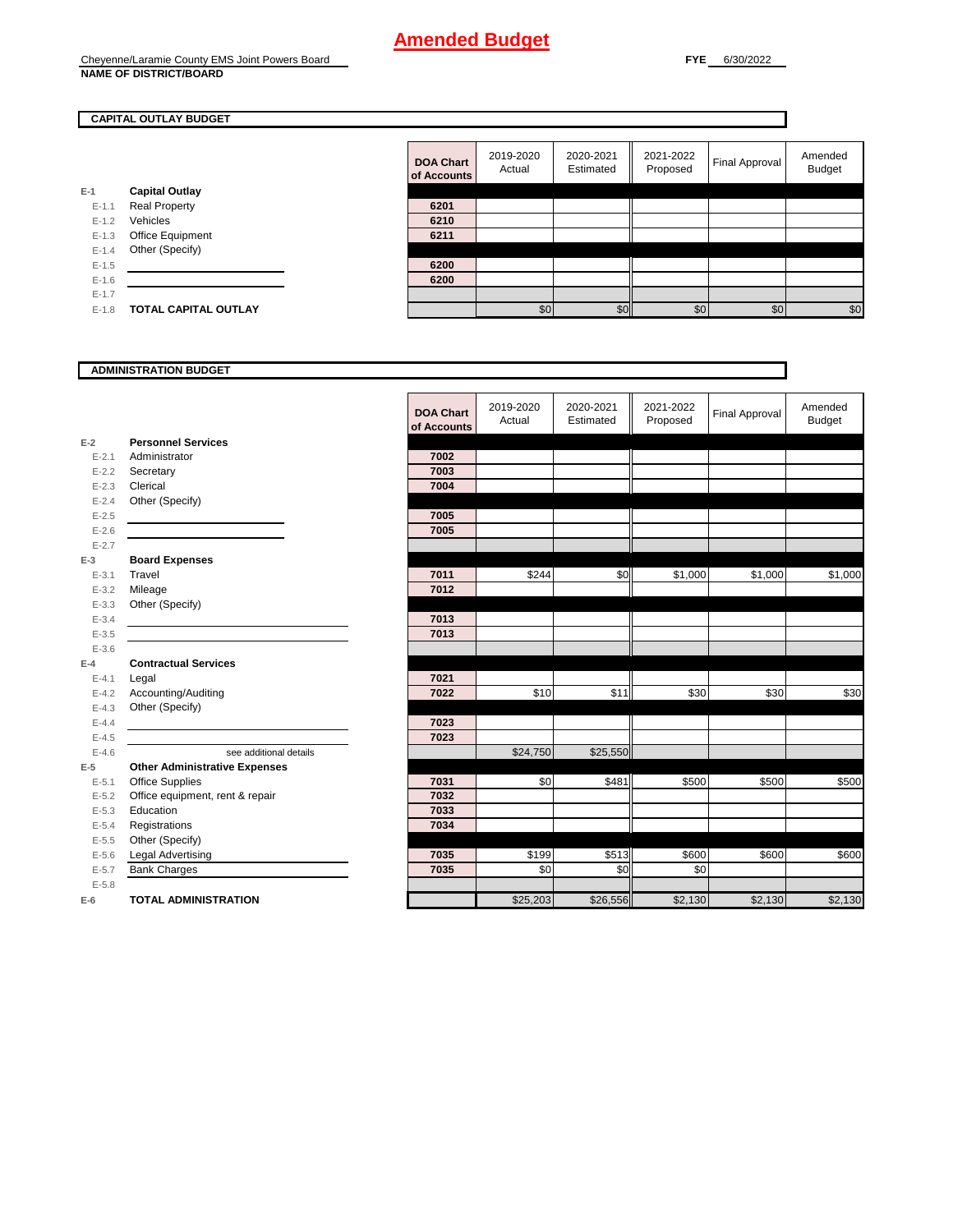# Amended Budget

Cheyenne/Laramie County EMS Joint Powers Board
**NAME OF DISTRICT/BOARD**

**FYE** 6/30/2022

**CAPITAL OUTLAY BUDGET**

| | | DOA Chart of Accounts | 2019-2020 Actual | 2020-2021 Estimated | 2021-2022 Proposed | Final Approval | Amended Budget |
|---|---|---|---|---|---|---|---|
| E-1 | **Capital Outlay** | | | | | | |
| E-1.1 | Real Property | 6201 | | | | | |
| E-1.2 | Vehicles | 6210 | | | | | |
| E-1.3 | Office Equipment | 6211 | | | | | |
| E-1.4 | Other (Specify) | | | | | | |
| E-1.5 | | 6200 | | | | | |
| E-1.6 | | 6200 | | | | | |
| E-1.7 | | | | | | | |
| E-1.8 | **TOTAL CAPITAL OUTLAY** | | $0 | $0 | $0 | $0 | $0 |

**ADMINISTRATION BUDGET**

| | | DOA Chart of Accounts | 2019-2020 Actual | 2020-2021 Estimated | 2021-2022 Proposed | Final Approval | Amended Budget |
|---|---|---|---|---|---|---|---|
| E-2 | **Personnel Services** | | | | | | |
| E-2.1 | Administrator | 7002 | | | | | |
| E-2.2 | Secretary | 7003 | | | | | |
| E-2.3 | Clerical | 7004 | | | | | |
| E-2.4 | Other (Specify) | | | | | | |
| E-2.5 | | 7005 | | | | | |
| E-2.6 | | 7005 | | | | | |
| E-2.7 | | | | | | | |
| E-3 | **Board Expenses** | | | | | | |
| E-3.1 | Travel | 7011 | $244 | $0 | $1,000 | $1,000 | $1,000 |
| E-3.2 | Mileage | 7012 | | | | | |
| E-3.3 | Other (Specify) | | | | | | |
| E-3.4 | | 7013 | | | | | |
| E-3.5 | | 7013 | | | | | |
| E-3.6 | | | | | | | |
| E-4 | **Contractual Services** | | | | | | |
| E-4.1 | Legal | 7021 | | | | | |
| E-4.2 | Accounting/Auditing | 7022 | $10 | $11 | $30 | $30 | $30 |
| E-4.3 | Other (Specify) | | | | | | |
| E-4.4 | | 7023 | | | | | |
| E-4.5 | | 7023 | | | | | |
| E-4.6 | see additional details | | $24,750 | $25,550 | | | |
| E-5 | **Other Administrative Expenses** | | | | | | |
| E-5.1 | Office Supplies | 7031 | $0 | $481 | $500 | $500 | $500 |
| E-5.2 | Office equipment, rent & repair | 7032 | | | | | |
| E-5.3 | Education | 7033 | | | | | |
| E-5.4 | Registrations | 7034 | | | | | |
| E-5.5 | Other (Specify) | | | | | | |
| E-5.6 | Legal Advertising | 7035 | $199 | $513 | $600 | $600 | $600 |
| E-5.7 | Bank Charges | 7035 | $0 | $0 | $0 | | |
| E-5.8 | | | | | | | |
| E-6 | **TOTAL ADMINISTRATION** | | $25,203 | $26,556 | $2,130 | $2,130 | $2,130 |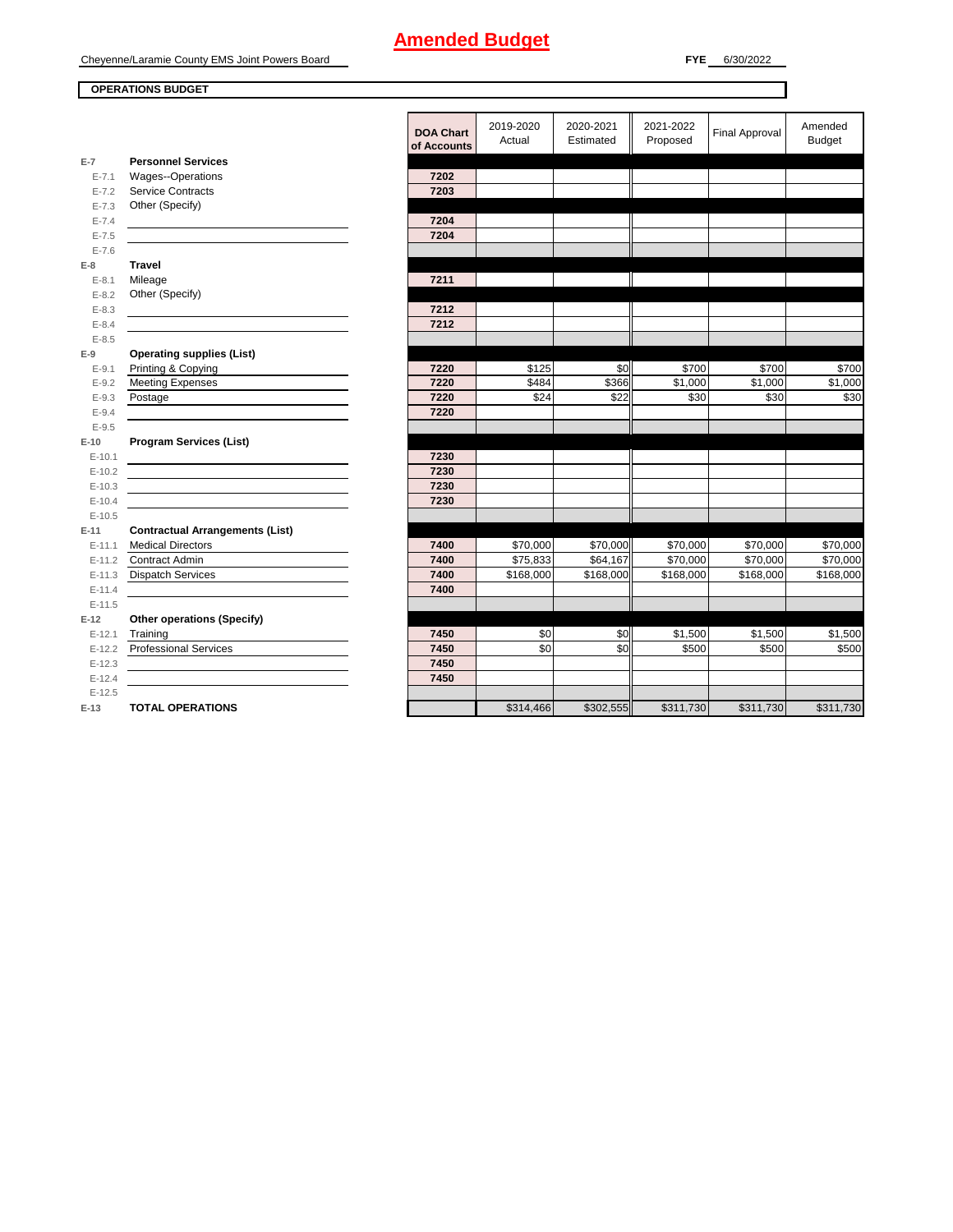# Amended Budget

Cheyenne/Laramie County EMS Joint Powers Board

**FYE** 6/30/2022

**OPERATIONS BUDGET**

| | | DOA Chart of Accounts | 2019-2020 Actual | 2020-2021 Estimated | 2021-2022 Proposed | Final Approval | Amended Budget |
|---|---|---|---|---|---|---|---|
| **E-7** | **Personnel Services** | | | | | | |
| E-7.1 | Wages--Operations | 7202 | | | | | |
| E-7.2 | Service Contracts | 7203 | | | | | |
| E-7.3 | Other (Specify) | | | | | | |
| E-7.4 | | 7204 | | | | | |
| E-7.5 | | 7204 | | | | | |
| E-7.6 | | | | | | | |
| **E-8** | **Travel** | | | | | | |
| E-8.1 | Mileage | 7211 | | | | | |
| E-8.2 | Other (Specify) | | | | | | |
| E-8.3 | | 7212 | | | | | |
| E-8.4 | | 7212 | | | | | |
| E-8.5 | | | | | | | |
| **E-9** | **Operating supplies (List)** | | | | | | |
| E-9.1 | Printing & Copying | 7220 | $125 | $0 | $700 | $700 | $700 |
| E-9.2 | Meeting Expenses | 7220 | $484 | $366 | $1,000 | $1,000 | $1,000 |
| E-9.3 | Postage | 7220 | $24 | $22 | $30 | $30 | $30 |
| E-9.4 | | 7220 | | | | | |
| E-9.5 | | | | | | | |
| **E-10** | **Program Services (List)** | | | | | | |
| E-10.1 | | 7230 | | | | | |
| E-10.2 | | 7230 | | | | | |
| E-10.3 | | 7230 | | | | | |
| E-10.4 | | 7230 | | | | | |
| E-10.5 | | | | | | | |
| **E-11** | **Contractual Arrangements (List)** | | | | | | |
| E-11.1 | Medical Directors | 7400 | $70,000 | $70,000 | $70,000 | $70,000 | $70,000 |
| E-11.2 | Contract Admin | 7400 | $75,833 | $64,167 | $70,000 | $70,000 | $70,000 |
| E-11.3 | Dispatch Services | 7400 | $168,000 | $168,000 | $168,000 | $168,000 | $168,000 |
| E-11.4 | | 7400 | | | | | |
| E-11.5 | | | | | | | |
| **E-12** | **Other operations (Specify)** | | | | | | |
| E-12.1 | Training | 7450 | $0 | $0 | $1,500 | $1,500 | $1,500 |
| E-12.2 | Professional Services | 7450 | $0 | $0 | $500 | $500 | $500 |
| E-12.3 | | 7450 | | | | | |
| E-12.4 | | 7450 | | | | | |
| E-12.5 | | | | | | | |
| **E-13** | **TOTAL OPERATIONS** | | $314,466 | $302,555 | $311,730 | $311,730 | $311,730 |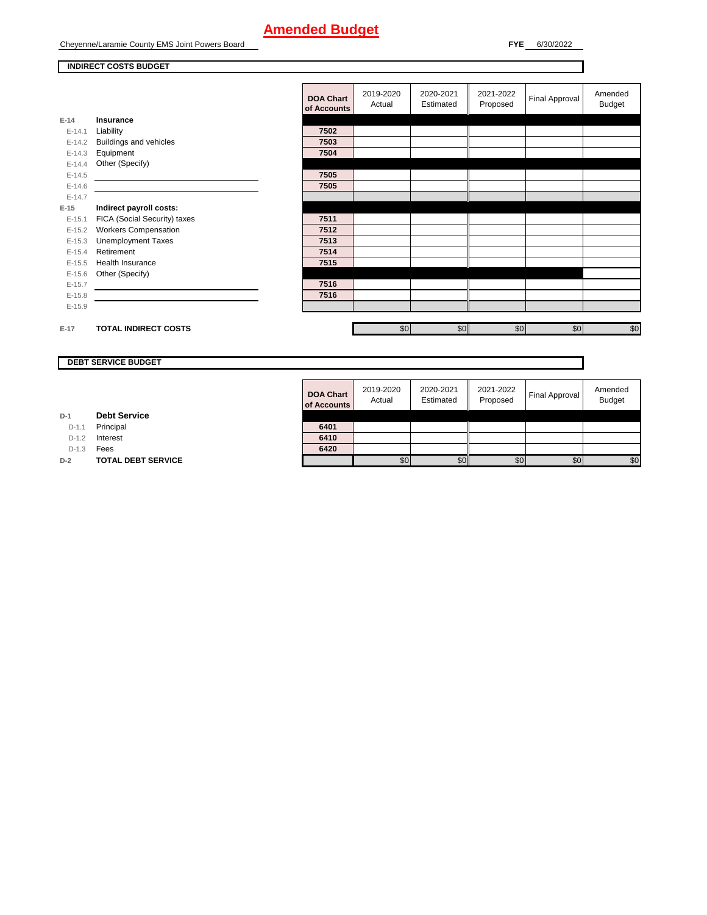# Amended Budget

Cheyenne/Laramie County EMS Joint Powers Board

**FYE** 6/30/2022

**INDIRECT COSTS BUDGET**

| | | DOA Chart of Accounts | 2019-2020 Actual | 2020-2021 Estimated | 2021-2022 Proposed | Final Approval | Amended Budget |
|---|---|---|---|---|---|---|---|
| **E-14** | **Insurance** | | | | | | |
| E-14.1 | Liability | 7502 | | | | | |
| E-14.2 | Buildings and vehicles | 7503 | | | | | |
| E-14.3 | Equipment | 7504 | | | | | |
| E-14.4 | Other (Specify) | | | | | | |
| E-14.5 | | 7505 | | | | | |
| E-14.6 | | 7505 | | | | | |
| E-14.7 | | | | | | | |
| **E-15** | **Indirect payroll costs:** | | | | | | |
| E-15.1 | FICA (Social Security) taxes | 7511 | | | | | |
| E-15.2 | Workers Compensation | 7512 | | | | | |
| E-15.3 | Unemployment Taxes | 7513 | | | | | |
| E-15.4 | Retirement | 7514 | | | | | |
| E-15.5 | Health Insurance | 7515 | | | | | |
| E-15.6 | Other (Specify) | | | | | | |
| E-15.7 | | 7516 | | | | | |
| E-15.8 | | 7516 | | | | | |
| E-15.9 | | | | | | | |
| **E-17** | **TOTAL INDIRECT COSTS** | | $0 | $0 | $0 | $0 | $0 |

**DEBT SERVICE BUDGET**

| | | DOA Chart of Accounts | 2019-2020 Actual | 2020-2021 Estimated | 2021-2022 Proposed | Final Approval | Amended Budget |
|---|---|---|---|---|---|---|---|
| **D-1** | **Debt Service** | | | | | | |
| D-1.1 | Principal | 6401 | | | | | |
| D-1.2 | Interest | 6410 | | | | | |
| D-1.3 | Fees | 6420 | | | | | |
| **D-2** | **TOTAL DEBT SERVICE** | | $0 | $0 | $0 | $0 | $0 |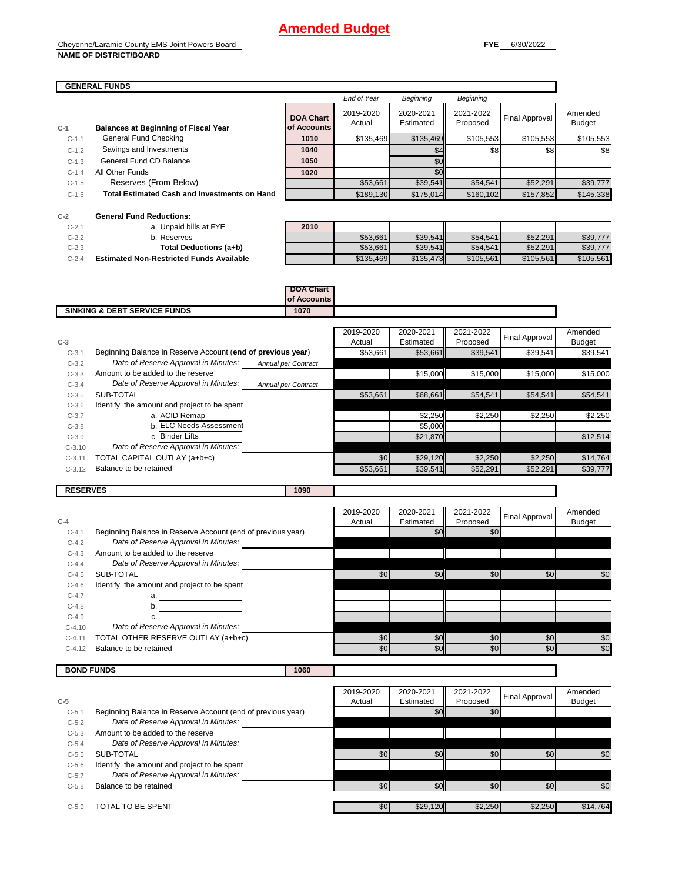# Amended Budget

Cheyenne/Laramie County EMS Joint Powers Board
**NAME OF DISTRICT/BOARD**

**FYE** 6/30/2022

## GENERAL FUNDS

| | | DOA Chart of Accounts | *End of Year* 2019-2020 Actual | *Beginning* 2020-2021 Estimated | *Beginning* 2021-2022 Proposed | Final Approval | Amended Budget |
|---|---|---|---|---|---|---|---|
| C-1 | **Balances at Beginning of Fiscal Year** | | | | | | |
| C-1.1 | General Fund Checking | 1010 | $135,469 | $135,469 | $105,553 | $105,553 | $105,553 |
| C-1.2 | Savings and Investments | 1040 | | $4 | $8 | $8 | $8 |
| C-1.3 | General Fund CD Balance | 1050 | | $0 | | | |
| C-1.4 | All Other Funds | 1020 | | $0 | | | |
| C-1.5 | Reserves (From Below) | | $53,661 | $39,541 | $54,541 | $52,291 | $39,777 |
| C-1.6 | **Total Estimated Cash and Investments on Hand** | | $189,130 | $175,014 | $160,102 | $157,852 | $145,338 |
| C-2 | **General Fund Reductions:** | | | | | | |
| C-2.1 | a. Unpaid bills at FYE | 2010 | | | | | |
| C-2.2 | b. Reserves | | $53,661 | $39,541 | $54,541 | $52,291 | $39,777 |
| C-2.3 | **Total Deductions (a+b)** | | $53,661 | $39,541 | $54,541 | $52,291 | $39,777 |
| C-2.4 | **Estimated Non-Restricted Funds Available** | | $135,469 | $135,473 | $105,561 | $105,561 | $105,561 |

## SINKING & DEBT SERVICE FUNDS (DOA Chart of Accounts 1070)

| C-3 | | | 2019-2020 Actual | 2020-2021 Estimated | 2021-2022 Proposed | Final Approval | Amended Budget |
|---|---|---|---|---|---|---|---|
| C-3.1 | Beginning Balance in Reserve Account (**end of previous year**) | | $53,661 | $53,661 | $39,541 | $39,541 | $39,541 |
| C-3.2 | *Date of Reserve Approval in Minutes:* | *Annual per Contract* | | | | | |
| C-3.3 | Amount to be added to the reserve | | | $15,000 | $15,000 | $15,000 | $15,000 |
| C-3.4 | *Date of Reserve Approval in Minutes:* | *Annual per Contract* | | | | | |
| C-3.5 | SUB-TOTAL | | $53,661 | $68,661 | $54,541 | $54,541 | $54,541 |
| C-3.6 | Identify the amount and project to be spent | | | | | | |
| C-3.7 | a. ACID Remap | | | $2,250 | $2,250 | $2,250 | $2,250 |
| C-3.8 | b. ELC Needs Assessment | | | $5,000 | | | |
| C-3.9 | c. Binder Lifts | | | $21,870 | | | $12,514 |
| C-3.10 | *Date of Reserve Approval in Minutes:* | | | | | | |
| C-3.11 | TOTAL CAPITAL OUTLAY (a+b+c) | | $0 | $29,120 | $2,250 | $2,250 | $14,764 |
| C-3.12 | Balance to be retained | | $53,661 | $39,541 | $52,291 | $52,291 | $39,777 |

## RESERVES (1090)

| C-4 | | 2019-2020 Actual | 2020-2021 Estimated | 2021-2022 Proposed | Final Approval | Amended Budget |
|---|---|---|---|---|---|---|
| C-4.1 | Beginning Balance in Reserve Account (end of previous year) | | $0 | $0 | | |
| C-4.2 | *Date of Reserve Approval in Minutes:* | | | | | |
| C-4.3 | Amount to be added to the reserve | | | | | |
| C-4.4 | *Date of Reserve Approval in Minutes:* | | | | | |
| C-4.5 | SUB-TOTAL | $0 | $0 | $0 | $0 | $0 |
| C-4.6 | Identify the amount and project to be spent | | | | | |
| C-4.7 | a. | | | | | |
| C-4.8 | b. | | | | | |
| C-4.9 | c. | | | | | |
| C-4.10 | *Date of Reserve Approval in Minutes:* | | | | | |
| C-4.11 | TOTAL OTHER RESERVE OUTLAY (a+b+c) | $0 | $0 | $0 | $0 | $0 |
| C-4.12 | Balance to be retained | $0 | $0 | $0 | $0 | $0 |

## BOND FUNDS (1060)

| C-5 | | 2019-2020 Actual | 2020-2021 Estimated | 2021-2022 Proposed | Final Approval | Amended Budget |
|---|---|---|---|---|---|---|
| C-5.1 | Beginning Balance in Reserve Account (end of previous year) | | $0 | $0 | | |
| C-5.2 | *Date of Reserve Approval in Minutes:* | | | | | |
| C-5.3 | Amount to be added to the reserve | | | | | |
| C-5.4 | *Date of Reserve Approval in Minutes:* | | | | | |
| C-5.5 | SUB-TOTAL | $0 | $0 | $0 | $0 | $0 |
| C-5.6 | Identify the amount and project to be spent | | | | | |
| C-5.7 | *Date of Reserve Approval in Minutes:* | | | | | |
| C-5.8 | Balance to be retained | $0 | $0 | $0 | $0 | $0 |
| C-5.9 | TOTAL TO BE SPENT | $0 | $29,120 | $2,250 | $2,250 | $14,764 |